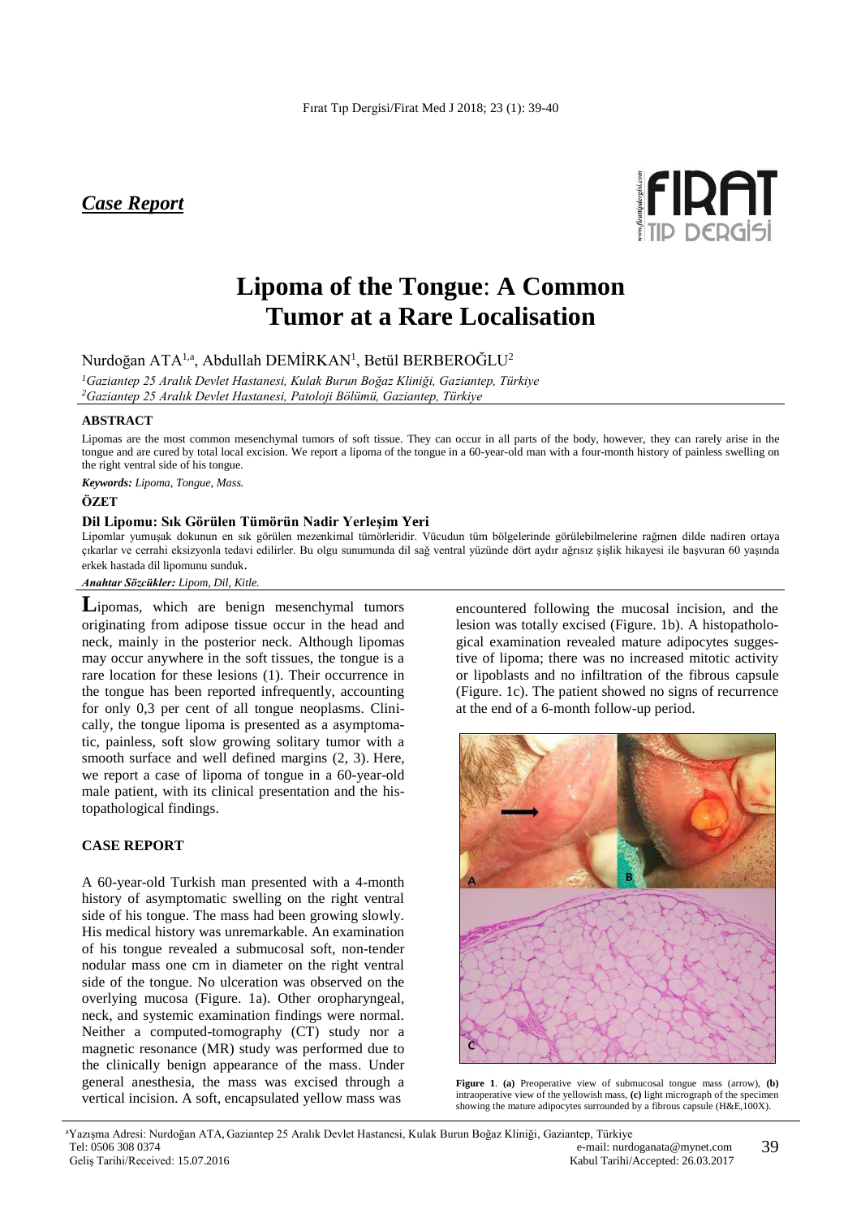*Case Report*

# Lipoma of the Tongue: A Common Tumor at a Rare Localisation

Nurdoğan ATA[1,a], Abdullah DEMİRKAN[1], Betül BERBEROĞLU[2]

[1]*Gaziantep 25 Aralık Devlet Hastanesi, Kulak Burun Boğaz Kliniği, Gaziantep, Türkiye*
[2]*Gaziantep 25 Aralık Devlet Hastanesi, Patoloji Bölümü, Gaziantep, Türkiye*

### ABSTRACT

Lipomas are the most common mesenchymal tumors of soft tissue. They can occur in all parts of the body, however, they can rarely arise in the tongue and are cured by total local excision. We report a lipoma of the tongue in a 60-year-old man with a four-month history of painless swelling on the right ventral side of his tongue.

***Keywords:*** *Lipoma, Tongue, Mass.*

### ÖZET

#### Dil Lipomu: Sık Görülen Tümörün Nadir Yerleşim Yeri

Lipomlar yumuşak dokunun en sık görülen mezenkimal tümörleridir. Vücudun tüm bölgelerinde görülebilmelerine rağmen dilde nadiren ortaya çıkarlar ve cerrahi eksizyonla tedavi edilirler. Bu olgu sunumunda dil sağ ventral yüzünde dört aydır ağrısız şişlik hikayesi ile başvuran 60 yaşında erkek hastada dil lipomunu sunduk.

***Anahtar Sözcükler:*** *Lipom, Dil, Kitle.*

Lipomas, which are benign mesenchymal tumors originating from adipose tissue occur in the head and neck, mainly in the posterior neck. Although lipomas may occur anywhere in the soft tissues, the tongue is a rare location for these lesions (1). Their occurrence in the tongue has been reported infrequently, accounting for only 0,3 per cent of all tongue neoplasms. Clinically, the tongue lipoma is presented as a asymptomatic, painless, soft slow growing solitary tumor with a smooth surface and well defined margins (2, 3). Here, we report a case of lipoma of tongue in a 60-year-old male patient, with its clinical presentation and the histopathological findings.

### CASE REPORT

A 60-year-old Turkish man presented with a 4-month history of asymptomatic swelling on the right ventral side of his tongue. The mass had been growing slowly. His medical history was unremarkable. An examination of his tongue revealed a submucosal soft, non-tender nodular mass one cm in diameter on the right ventral side of the tongue. No ulceration was observed on the overlying mucosa (Figure. 1a). Other oropharyngeal, neck, and systemic examination findings were normal. Neither a computed-tomography (CT) study nor a magnetic resonance (MR) study was performed due to the clinically benign appearance of the mass. Under general anesthesia, the mass was excised through a vertical incision. A soft, encapsulated yellow mass was encountered following the mucosal incision, and the lesion was totally excised (Figure. 1b). A histopathological examination revealed mature adipocytes suggestive of lipoma; there was no increased mitotic activity or lipoblasts and no infiltration of the fibrous capsule (Figure. 1c). The patient showed no signs of recurrence at the end of a 6-month follow-up period.

**Figure 1**. **(a)** Preoperative view of submucosal tongue mass (arrow), **(b)** intraoperative view of the yellowish mass, **(c)** light micrograph of the specimen showing the mature adipocytes surrounded by a fibrous capsule (H&E,100X).

[a]Yazışma Adresi: Nurdoğan ATA, Gaziantep 25 Aralık Devlet Hastanesi, Kulak Burun Boğaz Kliniği, Gaziantep, Türkiye
Tel: 0506 308 0374 e-mail: nurdoganata@mynet.com
Geliş Tarihi/Received: 15.07.2016 Kabul Tarihi/Accepted: 26.03.2017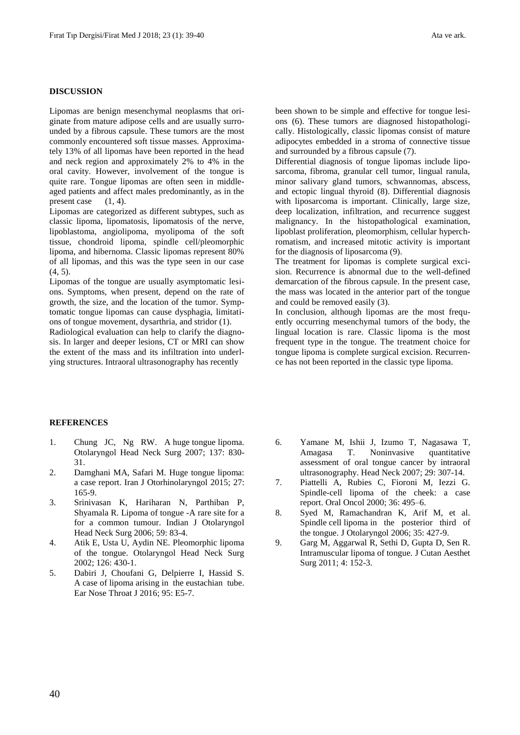## DISCUSSION

Lipomas are benign mesenchymal neoplasms that originate from mature adipose cells and are usually surrounded by a fibrous capsule. These tumors are the most commonly encountered soft tissue masses. Approximately 13% of all lipomas have been reported in the head and neck region and approximately 2% to 4% in the oral cavity. However, involvement of the tongue is quite rare. Tongue lipomas are often seen in middle-aged patients and affect males predominantly, as in the present case (1, 4).

Lipomas are categorized as different subtypes, such as classic lipoma, lipomatosis, lipomatosis of the nerve, lipoblastoma, angiolipoma, myolipoma of the soft tissue, chondroid lipoma, spindle cell/pleomorphic lipoma, and hibernoma. Classic lipomas represent 80% of all lipomas, and this was the type seen in our case (4, 5).

Lipomas of the tongue are usually asymptomatic lesions. Symptoms, when present, depend on the rate of growth, the size, and the location of the tumor. Symptomatic tongue lipomas can cause dysphagia, limitations of tongue movement, dysarthria, and stridor (1).

Radiological evaluation can help to clarify the diagnosis. In larger and deeper lesions, CT or MRI can show the extent of the mass and its infiltration into underlying structures. Intraoral ultrasonography has recently been shown to be simple and effective for tongue lesions (6). These tumors are diagnosed histopathologically. Histologically, classic lipomas consist of mature adipocytes embedded in a stroma of connective tissue and surrounded by a fibrous capsule (7).

Differential diagnosis of tongue lipomas include liposarcoma, fibroma, granular cell tumor, lingual ranula, minor salivary gland tumors, schwannomas, abscess, and ectopic lingual thyroid (8). Differential diagnosis with liposarcoma is important. Clinically, large size, deep localization, infiltration, and recurrence suggest malignancy. In the histopathological examination, lipoblast proliferation, pleomorphism, cellular hyperchromatism, and increased mitotic activity is important for the diagnosis of liposarcoma (9).

The treatment for lipomas is complete surgical excision. Recurrence is abnormal due to the well-defined demarcation of the fibrous capsule. In the present case, the mass was located in the anterior part of the tongue and could be removed easily (3).

In conclusion, although lipomas are the most frequently occurring mesenchymal tumors of the body, the lingual location is rare. Classic lipoma is the most frequent type in the tongue. The treatment choice for tongue lipoma is complete surgical excision. Recurrence has not been reported in the classic type lipoma.

## REFERENCES

1. Chung JC, Ng RW. A huge tongue lipoma. Otolaryngol Head Neck Surg 2007; 137: 830-31.
2. Damghani MA, Safari M. Huge tongue lipoma: a case report. Iran J Otorhinolaryngol 2015; 27: 165-9.
3. Srinivasan K, Hariharan N, Parthiban P, Shyamala R. Lipoma of tongue -A rare site for a for a common tumour. Indian J Otolaryngol Head Neck Surg 2006; 59: 83-4.
4. Atik E, Usta U, Aydin NE. Pleomorphic lipoma of the tongue. Otolaryngol Head Neck Surg 2002; 126: 430-1.
5. Dabiri J, Choufani G, Delpierre I, Hassid S. A case of lipoma arising in the eustachian tube. Ear Nose Throat J 2016; 95: E5-7.
6. Yamane M, Ishii J, Izumo T, Nagasawa T, Amagasa T. Noninvasive quantitative assessment of oral tongue cancer by intraoral ultrasonography. Head Neck 2007; 29: 307-14.
7. Piattelli A, Rubies C, Fioroni M, Iezzi G. Spindle-cell lipoma of the cheek: a case report. Oral Oncol 2000; 36: 495–6.
8. Syed M, Ramachandran K, Arif M, et al. Spindle cell lipoma in the posterior third of the tongue. J Otolaryngol 2006; 35: 427-9.
9. Garg M, Aggarwal R, Sethi D, Gupta D, Sen R. Intramuscular lipoma of tongue. J Cutan Aesthet Surg 2011; 4: 152-3.